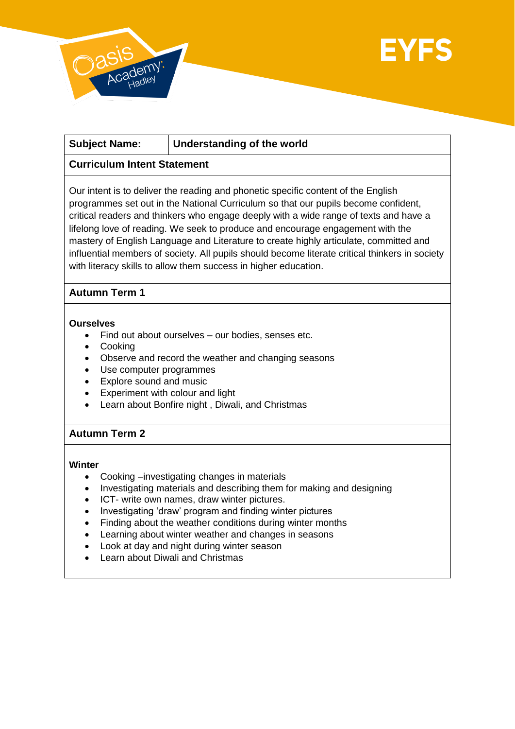# EYFS

| Subject Name: | Understanding of the world |
|---|---|

**Curriculum Intent Statement**

Our intent is to deliver the reading and phonetic specific content of the English programmes set out in the National Curriculum so that our pupils become confident, critical readers and thinkers who engage deeply with a wide range of texts and have a lifelong love of reading. We seek to produce and encourage engagement with the mastery of English Language and Literature to create highly articulate, committed and influential members of society. All pupils should become literate critical thinkers in society with literacy skills to allow them success in higher education.

**Autumn Term 1**

**Ourselves**

- Find out about ourselves – our bodies, senses etc.
- Cooking
- Observe and record the weather and changing seasons
- Use computer programmes
- Explore sound and music
- Experiment with colour and light
- Learn about Bonfire night , Diwali, and Christmas

**Autumn Term 2**

**Winter**

- Cooking –investigating changes in materials
- Investigating materials and describing them for making and designing
- ICT- write own names, draw winter pictures.
- Investigating 'draw' program and finding winter pictures
- Finding about the weather conditions during winter months
- Learning about winter weather and changes in seasons
- Look at day and night during winter season
- Learn about Diwali and Christmas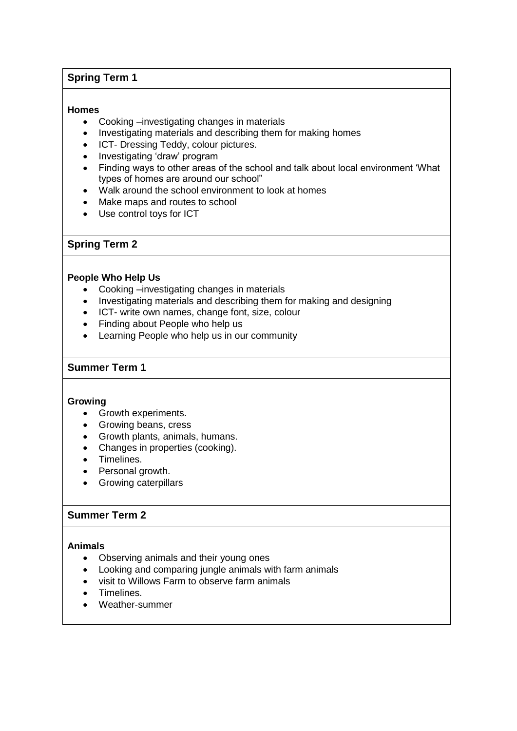## Spring Term 1

**Homes**

- Cooking –investigating changes in materials
- Investigating materials and describing them for making homes
- ICT- Dressing Teddy, colour pictures.
- Investigating 'draw' program
- Finding ways to other areas of the school and talk about local environment 'What types of homes are around our school"
- Walk around the school environment to look at homes
- Make maps and routes to school
- Use control toys for ICT

## Spring Term 2

**People Who Help Us**

- Cooking –investigating changes in materials
- Investigating materials and describing them for making and designing
- ICT- write own names, change font, size, colour
- Finding about People who help us
- Learning People who help us in our community

## Summer Term 1

**Growing**

- Growth experiments.
- Growing beans, cress
- Growth plants, animals, humans.
- Changes in properties (cooking).
- Timelines.
- Personal growth.
- Growing caterpillars

## Summer Term 2

**Animals**

- Observing animals and their young ones
- Looking and comparing jungle animals with farm animals
- visit to Willows Farm to observe farm animals
- Timelines.
- Weather-summer